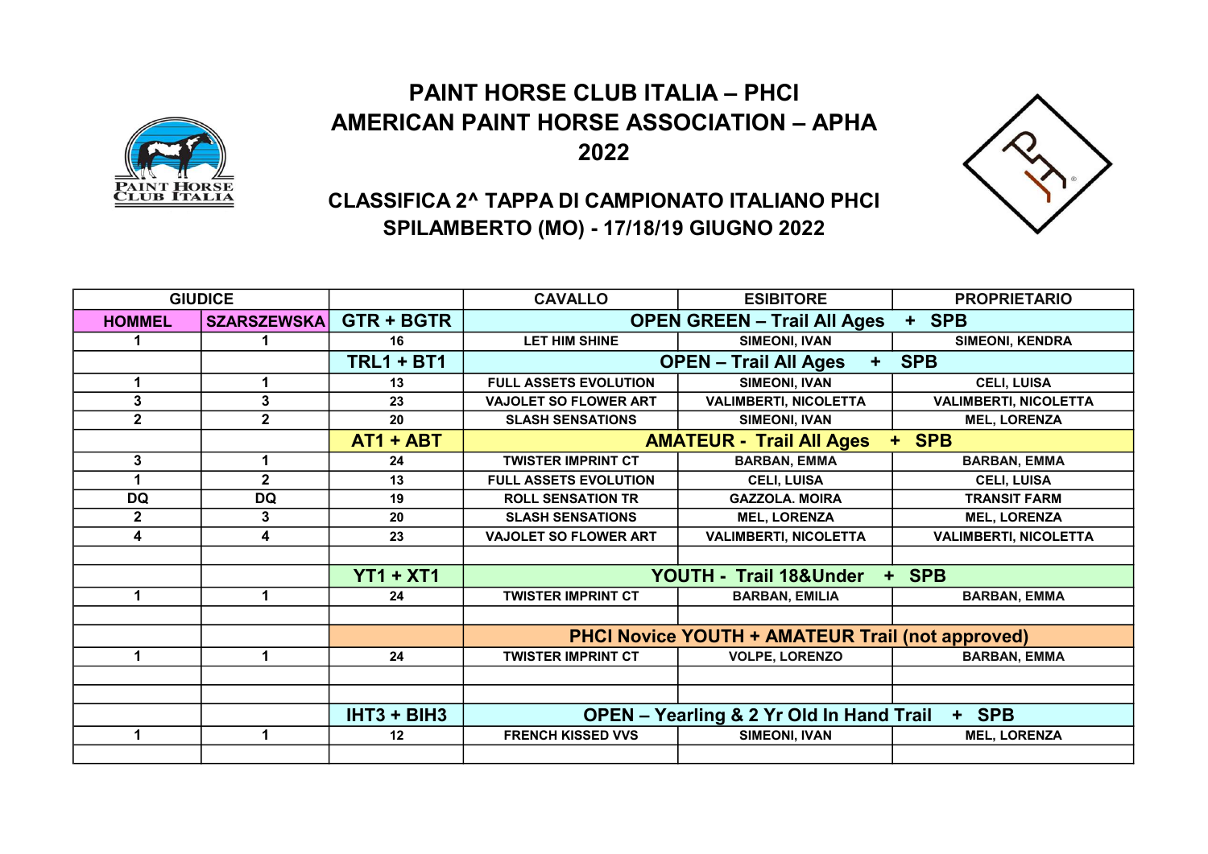# PAINT HORSE CLUB ITALIA – PHCI
# AMERICAN PAINT HORSE ASSOCIATION – APHA
# 2022

## CLASSIFICA 2^ TAPPA DI CAMPIONATO ITALIANO PHCI
## SPILAMBERTO (MO) - 17/18/19 GIUGNO 2022

| GIUDICE | | | CAVALLO | ESIBITORE | PROPRIETARIO |
|---|---|---|---|---|---|
| HOMMEL | SZARSZEWSKA | GTR + BGTR | OPEN GREEN – Trail All Ages + SPB | | |
| 1 | 1 | 16 | LET HIM SHINE | SIMEONI, IVAN | SIMEONI, KENDRA |
| | | TRL1 + BT1 | OPEN – Trail All Ages + SPB | | |
| 1 | 1 | 13 | FULL ASSETS EVOLUTION | SIMEONI, IVAN | CELI, LUISA |
| 3 | 3 | 23 | VAJOLET SO FLOWER ART | VALIMBERTI, NICOLETTA | VALIMBERTI, NICOLETTA |
| 2 | 2 | 20 | SLASH SENSATIONS | SIMEONI, IVAN | MEL, LORENZA |
| | | AT1 + ABT | AMATEUR - Trail All Ages + SPB | | |
| 3 | 1 | 24 | TWISTER IMPRINT CT | BARBAN, EMMA | BARBAN, EMMA |
| 1 | 2 | 13 | FULL ASSETS EVOLUTION | CELI, LUISA | CELI, LUISA |
| DQ | DQ | 19 | ROLL SENSATION TR | GAZZOLA. MOIRA | TRANSIT FARM |
| 2 | 3 | 20 | SLASH SENSATIONS | MEL, LORENZA | MEL, LORENZA |
| 4 | 4 | 23 | VAJOLET SO FLOWER ART | VALIMBERTI, NICOLETTA | VALIMBERTI, NICOLETTA |
| | | | | | |
| | | YT1 + XT1 | YOUTH - Trail 18&Under + SPB | | |
| 1 | 1 | 24 | TWISTER IMPRINT CT | BARBAN, EMILIA | BARBAN, EMMA |
| | | | | | |
| | | | PHCI Novice YOUTH + AMATEUR Trail (not approved) | | |
| 1 | 1 | 24 | TWISTER IMPRINT CT | VOLPE, LORENZO | BARBAN, EMMA |
| | | | | | |
| | | | | | |
| | | IHT3 + BIH3 | OPEN – Yearling & 2 Yr Old In Hand Trail + SPB | | |
| 1 | 1 | 12 | FRENCH KISSED VVS | SIMEONI, IVAN | MEL, LORENZA |
| | | | | | |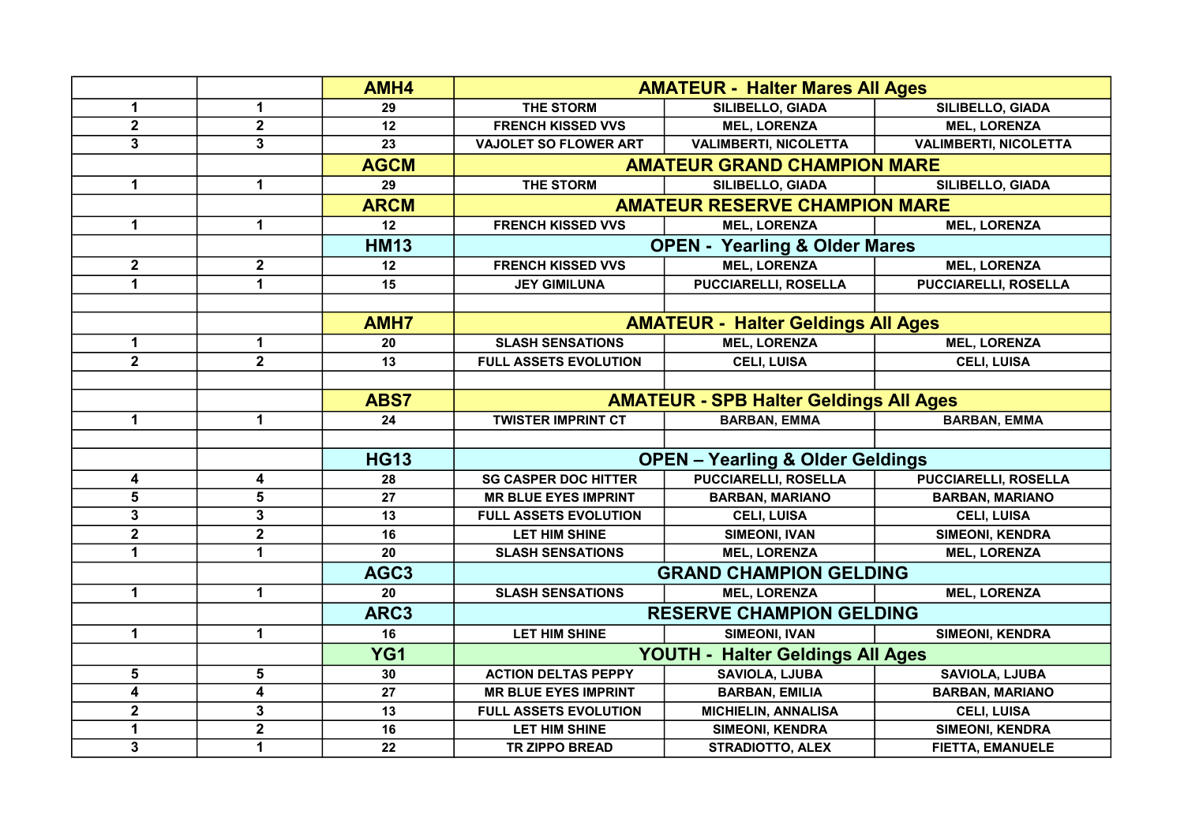| | | | | | |
|---|---|---|---|---|---|
| | | AMH4 | AMATEUR - Halter Mares All Ages | | |
| 1 | 1 | 29 | THE STORM | SILIBELLO, GIADA | SILIBELLO, GIADA |
| 2 | 2 | 12 | FRENCH KISSED VVS | MEL, LORENZA | MEL, LORENZA |
| 3 | 3 | 23 | VAJOLET SO FLOWER ART | VALIMBERTI, NICOLETTA | VALIMBERTI, NICOLETTA |
| | | AGCM | AMATEUR GRAND CHAMPION MARE | | |
| 1 | 1 | 29 | THE STORM | SILIBELLO, GIADA | SILIBELLO, GIADA |
| | | ARCM | AMATEUR RESERVE CHAMPION MARE | | |
| 1 | 1 | 12 | FRENCH KISSED VVS | MEL, LORENZA | MEL, LORENZA |
| | | HM13 | OPEN - Yearling & Older Mares | | |
| 2 | 2 | 12 | FRENCH KISSED VVS | MEL, LORENZA | MEL, LORENZA |
| 1 | 1 | 15 | JEY GIMILUNA | PUCCIARELLI, ROSELLA | PUCCIARELLI, ROSELLA |
| | | | | | |
| | | AMH7 | AMATEUR - Halter Geldings All Ages | | |
| 1 | 1 | 20 | SLASH SENSATIONS | MEL, LORENZA | MEL, LORENZA |
| 2 | 2 | 13 | FULL ASSETS EVOLUTION | CELI, LUISA | CELI, LUISA |
| | | | | | |
| | | ABS7 | AMATEUR - SPB Halter Geldings All Ages | | |
| 1 | 1 | 24 | TWISTER IMPRINT CT | BARBAN, EMMA | BARBAN, EMMA |
| | | | | | |
| | | HG13 | OPEN – Yearling & Older Geldings | | |
| 4 | 4 | 28 | SG CASPER DOC HITTER | PUCCIARELLI, ROSELLA | PUCCIARELLI, ROSELLA |
| 5 | 5 | 27 | MR BLUE EYES IMPRINT | BARBAN, MARIANO | BARBAN, MARIANO |
| 3 | 3 | 13 | FULL ASSETS EVOLUTION | CELI, LUISA | CELI, LUISA |
| 2 | 2 | 16 | LET HIM SHINE | SIMEONI, IVAN | SIMEONI, KENDRA |
| 1 | 1 | 20 | SLASH SENSATIONS | MEL, LORENZA | MEL, LORENZA |
| | | AGC3 | GRAND CHAMPION GELDING | | |
| 1 | 1 | 20 | SLASH SENSATIONS | MEL, LORENZA | MEL, LORENZA |
| | | ARC3 | RESERVE CHAMPION GELDING | | |
| 1 | 1 | 16 | LET HIM SHINE | SIMEONI, IVAN | SIMEONI, KENDRA |
| | | YG1 | YOUTH - Halter Geldings All Ages | | |
| 5 | 5 | 30 | ACTION DELTAS PEPPY | SAVIOLA, LJUBA | SAVIOLA, LJUBA |
| 4 | 4 | 27 | MR BLUE EYES IMPRINT | BARBAN, EMILIA | BARBAN, MARIANO |
| 2 | 3 | 13 | FULL ASSETS EVOLUTION | MICHIELIN, ANNALISA | CELI, LUISA |
| 1 | 2 | 16 | LET HIM SHINE | SIMEONI, KENDRA | SIMEONI, KENDRA |
| 3 | 1 | 22 | TR ZIPPO BREAD | STRADIOTTO, ALEX | FIETTA, EMANUELE |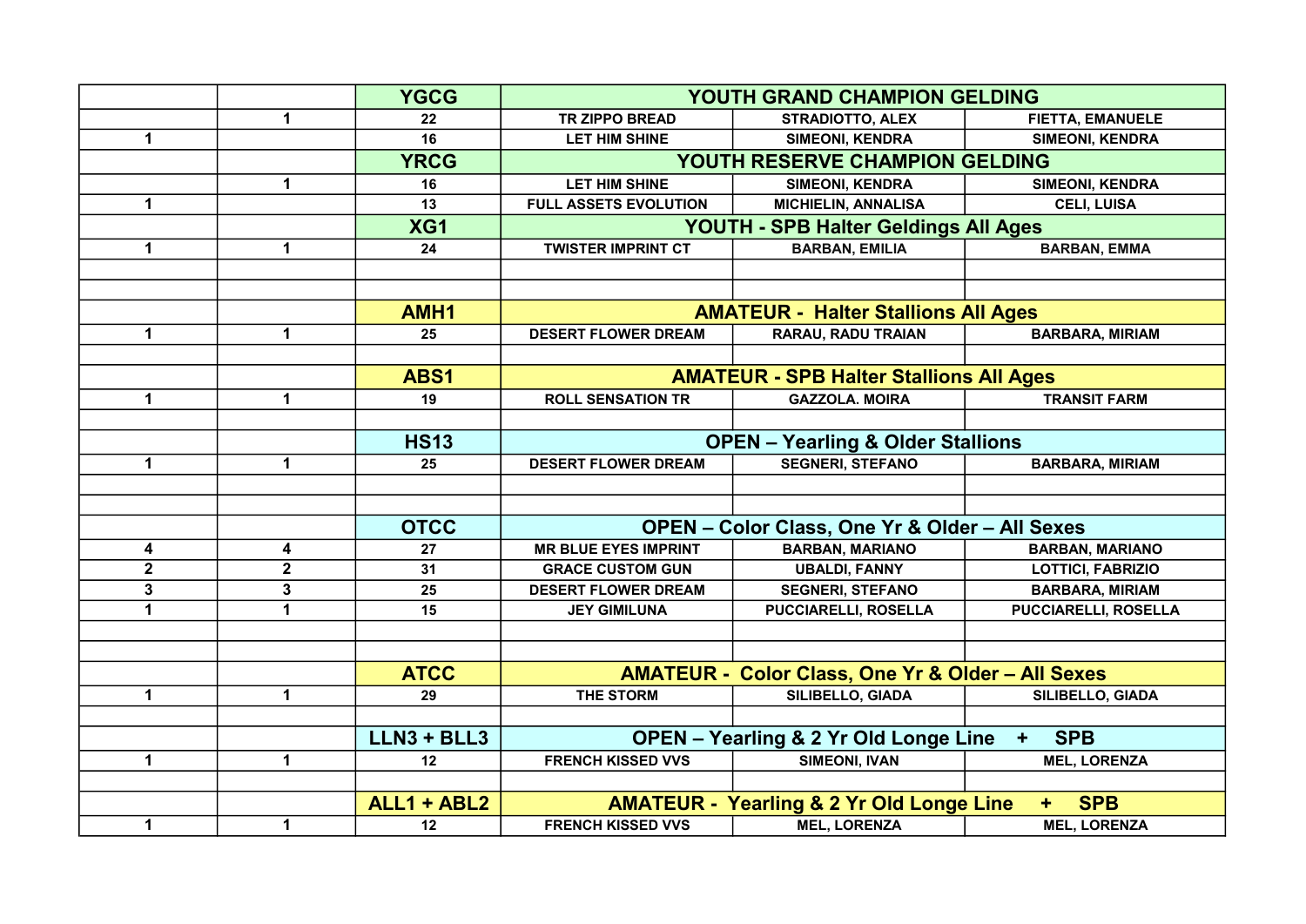| | | | | | |
|---|---|---|---|---|---|
| | | YGCG | YOUTH GRAND CHAMPION GELDING | | |
| | 1 | 22 | TR ZIPPO BREAD | STRADIOTTO, ALEX | FIETTA, EMANUELE |
| 1 | | 16 | LET HIM SHINE | SIMEONI, KENDRA | SIMEONI, KENDRA |
| | | YRCG | YOUTH RESERVE CHAMPION GELDING | | |
| | 1 | 16 | LET HIM SHINE | SIMEONI, KENDRA | SIMEONI, KENDRA |
| 1 | | 13 | FULL ASSETS EVOLUTION | MICHIELIN, ANNALISA | CELI, LUISA |
| | | XG1 | YOUTH - SPB Halter Geldings All Ages | | |
| 1 | 1 | 24 | TWISTER IMPRINT CT | BARBAN, EMILIA | BARBAN, EMMA |
| | | | | | |
| | | | | | |
| | | AMH1 | AMATEUR - Halter Stallions All Ages | | |
| 1 | 1 | 25 | DESERT FLOWER DREAM | RARAU, RADU TRAIAN | BARBARA, MIRIAM |
| | | | | | |
| | | ABS1 | AMATEUR - SPB Halter Stallions All Ages | | |
| 1 | 1 | 19 | ROLL SENSATION TR | GAZZOLA. MOIRA | TRANSIT FARM |
| | | | | | |
| | | HS13 | OPEN – Yearling & Older Stallions | | |
| 1 | 1 | 25 | DESERT FLOWER DREAM | SEGNERI, STEFANO | BARBARA, MIRIAM |
| | | | | | |
| | | | | | |
| | | OTCC | OPEN – Color Class, One Yr & Older – All Sexes | | |
| 4 | 4 | 27 | MR BLUE EYES IMPRINT | BARBAN, MARIANO | BARBAN, MARIANO |
| 2 | 2 | 31 | GRACE CUSTOM GUN | UBALDI, FANNY | LOTTICI, FABRIZIO |
| 3 | 3 | 25 | DESERT FLOWER DREAM | SEGNERI, STEFANO | BARBARA, MIRIAM |
| 1 | 1 | 15 | JEY GIMILUNA | PUCCIARELLI, ROSELLA | PUCCIARELLI, ROSELLA |
| | | | | | |
| | | | | | |
| | | ATCC | AMATEUR - Color Class, One Yr & Older – All Sexes | | |
| 1 | 1 | 29 | THE STORM | SILIBELLO, GIADA | SILIBELLO, GIADA |
| | | | | | |
| | | LLN3 + BLL3 | OPEN – Yearling & 2 Yr Old Longe Line + SPB | | |
| 1 | 1 | 12 | FRENCH KISSED VVS | SIMEONI, IVAN | MEL, LORENZA |
| | | | | | |
| | | ALL1 + ABL2 | AMATEUR - Yearling & 2 Yr Old Longe Line + SPB | | |
| 1 | 1 | 12 | FRENCH KISSED VVS | MEL, LORENZA | MEL, LORENZA |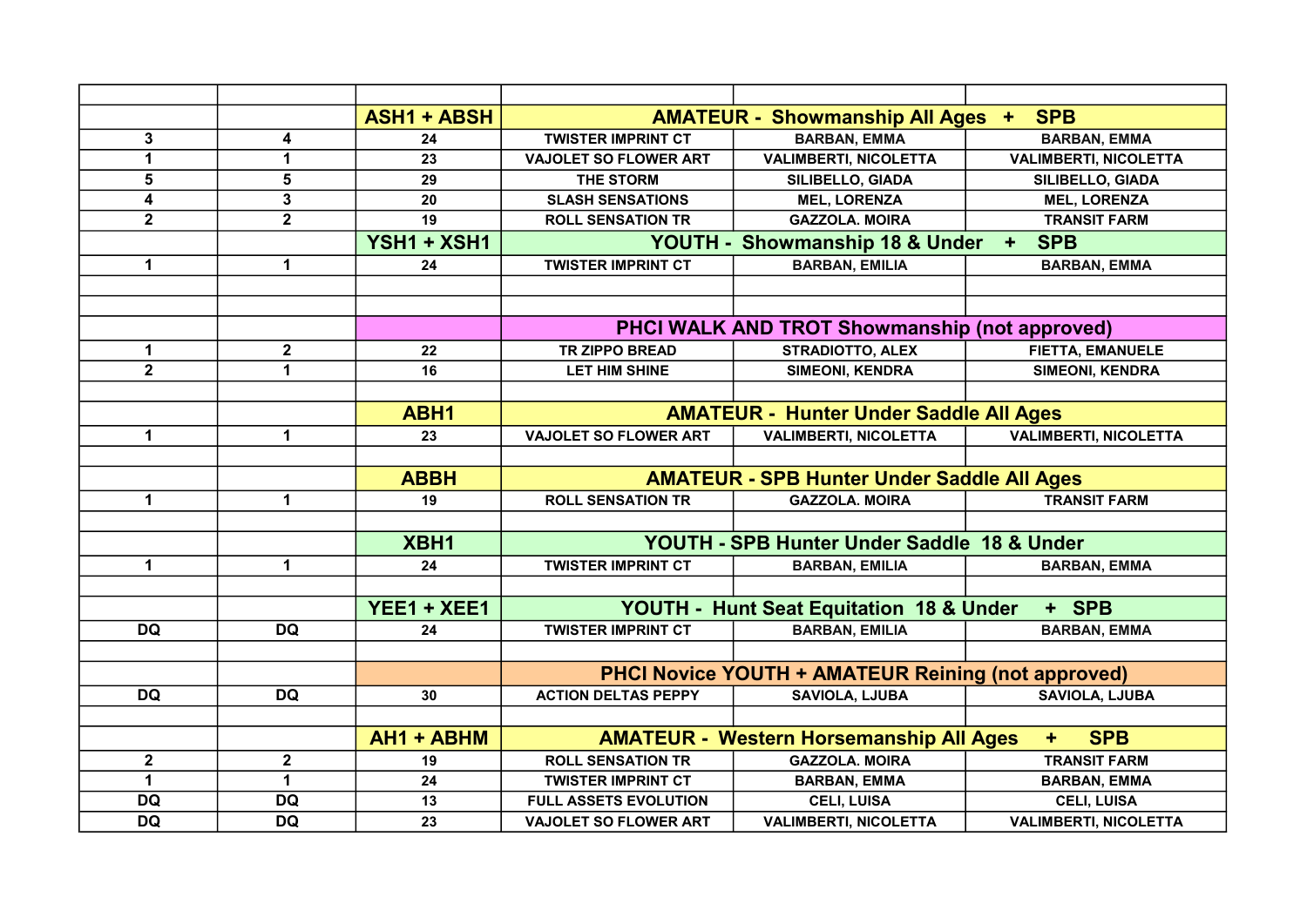| | | | | | |
|---|---|---|---|---|---|
| | | **ASH1 + ABSH** | **AMATEUR - Showmanship All Ages + SPB** | | |
| 3 | 4 | 24 | TWISTER IMPRINT CT | BARBAN, EMMA | BARBAN, EMMA |
| 1 | 1 | 23 | VAJOLET SO FLOWER ART | VALIMBERTI, NICOLETTA | VALIMBERTI, NICOLETTA |
| 5 | 5 | 29 | THE STORM | SILIBELLO, GIADA | SILIBELLO, GIADA |
| 4 | 3 | 20 | SLASH SENSATIONS | MEL, LORENZA | MEL, LORENZA |
| 2 | 2 | 19 | ROLL SENSATION TR | GAZZOLA. MOIRA | TRANSIT FARM |
| | | **YSH1 + XSH1** | **YOUTH - Showmanship 18 & Under + SPB** | | |
| 1 | 1 | 24 | TWISTER IMPRINT CT | BARBAN, EMILIA | BARBAN, EMMA |
| | | | | | |
| | | | | | |
| | | | **PHCI WALK AND TROT Showmanship (not approved)** | | |
| 1 | 2 | 22 | TR ZIPPO BREAD | STRADIOTTO, ALEX | FIETTA, EMANUELE |
| 2 | 1 | 16 | LET HIM SHINE | SIMEONI, KENDRA | SIMEONI, KENDRA |
| | | | | | |
| | | **ABH1** | **AMATEUR - Hunter Under Saddle All Ages** | | |
| 1 | 1 | 23 | VAJOLET SO FLOWER ART | VALIMBERTI, NICOLETTA | VALIMBERTI, NICOLETTA |
| | | | | | |
| | | **ABBH** | **AMATEUR - SPB Hunter Under Saddle All Ages** | | |
| 1 | 1 | 19 | ROLL SENSATION TR | GAZZOLA. MOIRA | TRANSIT FARM |
| | | | | | |
| | | **XBH1** | **YOUTH - SPB Hunter Under Saddle 18 & Under** | | |
| 1 | 1 | 24 | TWISTER IMPRINT CT | BARBAN, EMILIA | BARBAN, EMMA |
| | | | | | |
| | | **YEE1 + XEE1** | **YOUTH - Hunt Seat Equitation 18 & Under + SPB** | | |
| DQ | DQ | 24 | TWISTER IMPRINT CT | BARBAN, EMILIA | BARBAN, EMMA |
| | | | | | |
| | | | **PHCI Novice YOUTH + AMATEUR Reining (not approved)** | | |
| DQ | DQ | 30 | ACTION DELTAS PEPPY | SAVIOLA, LJUBA | SAVIOLA, LJUBA |
| | | | | | |
| | | **AH1 + ABHM** | **AMATEUR - Western Horsemanship All Ages + SPB** | | |
| 2 | 2 | 19 | ROLL SENSATION TR | GAZZOLA. MOIRA | TRANSIT FARM |
| 1 | 1 | 24 | TWISTER IMPRINT CT | BARBAN, EMMA | BARBAN, EMMA |
| DQ | DQ | 13 | FULL ASSETS EVOLUTION | CELI, LUISA | CELI, LUISA |
| DQ | DQ | 23 | VAJOLET SO FLOWER ART | VALIMBERTI, NICOLETTA | VALIMBERTI, NICOLETTA |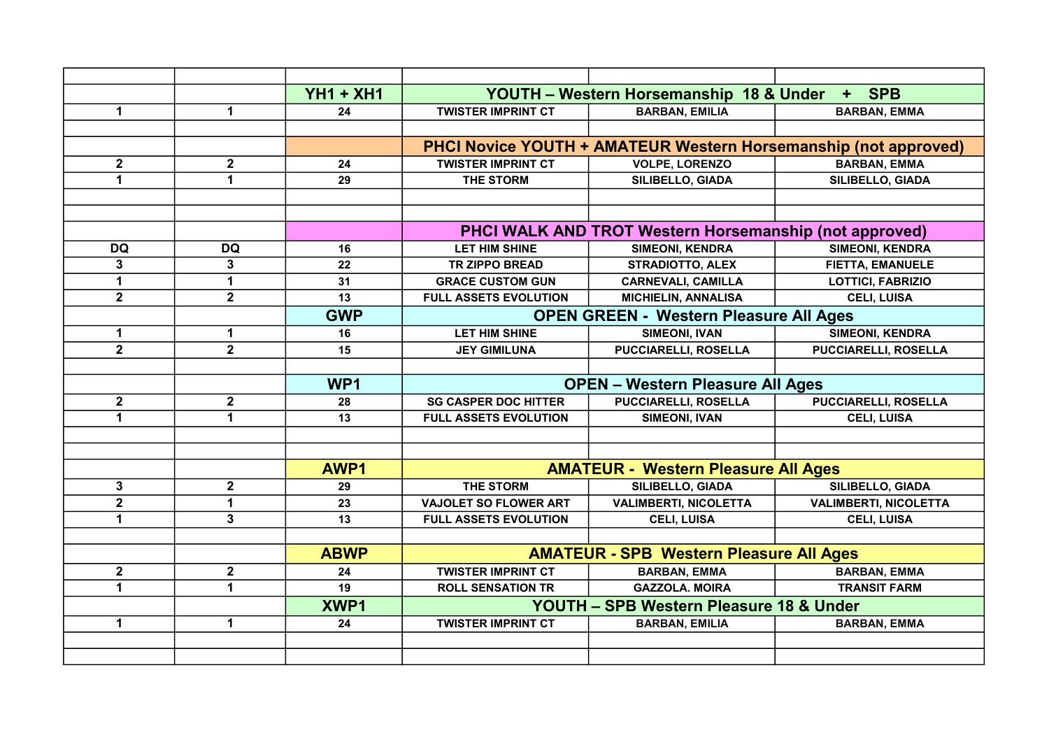| | | | | | |
|---|---|---|---|---|---|
| | | YH1 + XH1 | YOUTH – Western Horsemanship 18 & Under + SPB | | |
| 1 | 1 | 24 | TWISTER IMPRINT CT | BARBAN, EMILIA | BARBAN, EMMA |
| | | | | | |
| | | | PHCI Novice YOUTH + AMATEUR Western Horsemanship (not approved) | | |
| 2 | 2 | 24 | TWISTER IMPRINT CT | VOLPE, LORENZO | BARBAN, EMMA |
| 1 | 1 | 29 | THE STORM | SILIBELLO, GIADA | SILIBELLO, GIADA |
| | | | | | |
| | | | | | |
| | | | PHCI WALK AND TROT Western Horsemanship (not approved) | | |
| DQ | DQ | 16 | LET HIM SHINE | SIMEONI, KENDRA | SIMEONI, KENDRA |
| 3 | 3 | 22 | TR ZIPPO BREAD | STRADIOTTO, ALEX | FIETTA, EMANUELE |
| 1 | 1 | 31 | GRACE CUSTOM GUN | CARNEVALI, CAMILLA | LOTTICI, FABRIZIO |
| 2 | 2 | 13 | FULL ASSETS EVOLUTION | MICHIELIN, ANNALISA | CELI, LUISA |
| | | GWP | OPEN GREEN - Western Pleasure All Ages | | |
| 1 | 1 | 16 | LET HIM SHINE | SIMEONI, IVAN | SIMEONI, KENDRA |
| 2 | 2 | 15 | JEY GIMILUNA | PUCCIARELLI, ROSELLA | PUCCIARELLI, ROSELLA |
| | | | | | |
| | | WP1 | OPEN – Western Pleasure All Ages | | |
| 2 | 2 | 28 | SG CASPER DOC HITTER | PUCCIARELLI, ROSELLA | PUCCIARELLI, ROSELLA |
| 1 | 1 | 13 | FULL ASSETS EVOLUTION | SIMEONI, IVAN | CELI, LUISA |
| | | | | | |
| | | | | | |
| | | AWP1 | AMATEUR - Western Pleasure All Ages | | |
| 3 | 2 | 29 | THE STORM | SILIBELLO, GIADA | SILIBELLO, GIADA |
| 2 | 1 | 23 | VAJOLET SO FLOWER ART | VALIMBERTI, NICOLETTA | VALIMBERTI, NICOLETTA |
| 1 | 3 | 13 | FULL ASSETS EVOLUTION | CELI, LUISA | CELI, LUISA |
| | | | | | |
| | | ABWP | AMATEUR - SPB Western Pleasure All Ages | | |
| 2 | 2 | 24 | TWISTER IMPRINT CT | BARBAN, EMMA | BARBAN, EMMA |
| 1 | 1 | 19 | ROLL SENSATION TR | GAZZOLA. MOIRA | TRANSIT FARM |
| | | XWP1 | YOUTH – SPB Western Pleasure 18 & Under | | |
| 1 | 1 | 24 | TWISTER IMPRINT CT | BARBAN, EMILIA | BARBAN, EMMA |
| | | | | | |
| | | | | | |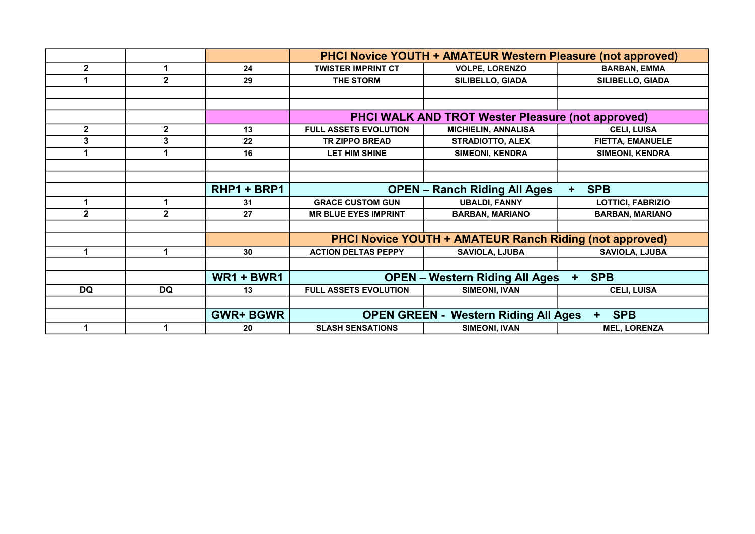| | | | | | |
|---|---|---|---|---|---|
| | | | PHCI Novice YOUTH + AMATEUR Western Pleasure (not approved) | | |
| 2 | 1 | 24 | TWISTER IMPRINT CT | VOLPE, LORENZO | BARBAN, EMMA |
| 1 | 2 | 29 | THE STORM | SILIBELLO, GIADA | SILIBELLO, GIADA |
| | | | | | |
| | | | | | |
| | | | PHCI WALK AND TROT Wester Pleasure (not approved) | | |
| 2 | 2 | 13 | FULL ASSETS EVOLUTION | MICHIELIN, ANNALISA | CELI, LUISA |
| 3 | 3 | 22 | TR ZIPPO BREAD | STRADIOTTO, ALEX | FIETTA, EMANUELE |
| 1 | 1 | 16 | LET HIM SHINE | SIMEONI, KENDRA | SIMEONI, KENDRA |
| | | | | | |
| | | | | | |
| | | RHP1 + BRP1 | OPEN – Ranch Riding All Ages + SPB | | |
| 1 | 1 | 31 | GRACE CUSTOM GUN | UBALDI, FANNY | LOTTICI, FABRIZIO |
| 2 | 2 | 27 | MR BLUE EYES IMPRINT | BARBAN, MARIANO | BARBAN, MARIANO |
| | | | | | |
| | | | PHCI Novice YOUTH + AMATEUR Ranch Riding (not approved) | | |
| 1 | 1 | 30 | ACTION DELTAS PEPPY | SAVIOLA, LJUBA | SAVIOLA, LJUBA |
| | | | | | |
| | | WR1 + BWR1 | OPEN – Western Riding All Ages + SPB | | |
| DQ | DQ | 13 | FULL ASSETS EVOLUTION | SIMEONI, IVAN | CELI, LUISA |
| | | | | | |
| | | GWR+ BGWR | OPEN GREEN - Western Riding All Ages + SPB | | |
| 1 | 1 | 20 | SLASH SENSATIONS | SIMEONI, IVAN | MEL, LORENZA |